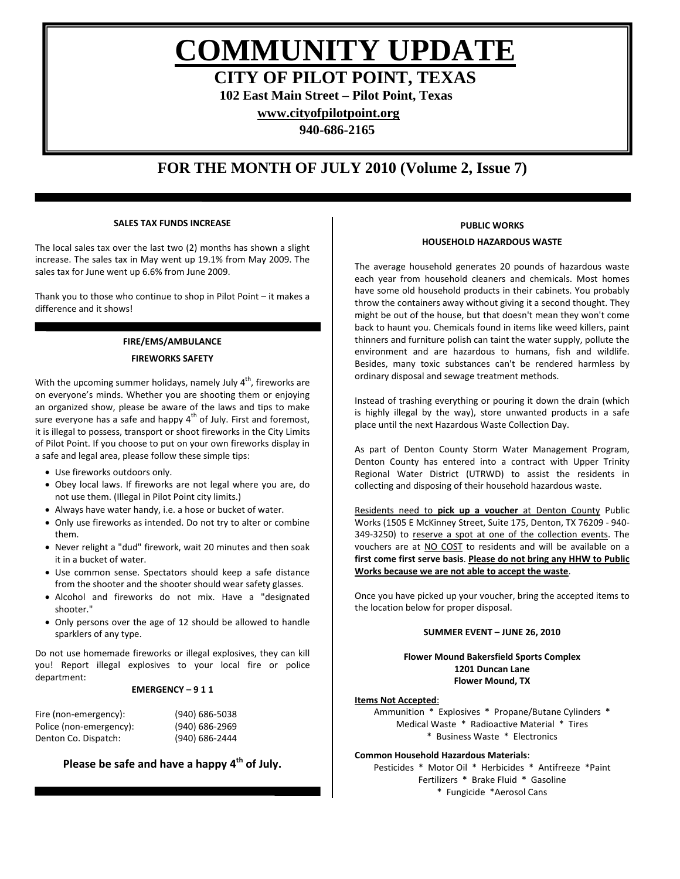# COMMUNITY UPDATE

## CITY OF PILOT POINT, TEXAS

**102 East Main Street – Pilot Point, Texas**

**www.cityofpilotpoint.org**

**940-686-2165**

## FOR THE MONTH OF JULY 2010 (Volume 2, Issue 7)

### SALES TAX FUNDS INCREASE

The local sales tax over the last two (2) months has shown a slight increase. The sales tax in May went up 19.1% from May 2009. The sales tax for June went up 6.6% from June 2009.

Thank you to those who continue to shop in Pilot Point – it makes a difference and it shows!

### FIRE/EMS/AMBULANCE

### FIREWORKS SAFETY

With the upcoming summer holidays, namely July 4th, fireworks are on everyone's minds. Whether you are shooting them or enjoying an organized show, please be aware of the laws and tips to make sure everyone has a safe and happy 4th of July. First and foremost, it is illegal to possess, transport or shoot fireworks in the City Limits of Pilot Point. If you choose to put on your own fireworks display in a safe and legal area, please follow these simple tips:

- Use fireworks outdoors only.
- Obey local laws. If fireworks are not legal where you are, do not use them. (Illegal in Pilot Point city limits.)
- Always have water handy, i.e. a hose or bucket of water.
- Only use fireworks as intended. Do not try to alter or combine them.
- Never relight a "dud" firework, wait 20 minutes and then soak it in a bucket of water.
- Use common sense. Spectators should keep a safe distance from the shooter and the shooter should wear safety glasses.
- Alcohol and fireworks do not mix. Have a "designated shooter."
- Only persons over the age of 12 should be allowed to handle sparklers of any type.

Do not use homemade fireworks or illegal explosives, they can kill you! Report illegal explosives to your local fire or police department:

**EMERGENCY – 9 1 1**

| | |
|---|---|
| Fire (non-emergency): | (940) 686-5038 |
| Police (non-emergency): | (940) 686-2969 |
| Denton Co. Dispatch: | (940) 686-2444 |

**Please be safe and have a happy 4th of July.**

### PUBLIC WORKS

### HOUSEHOLD HAZARDOUS WASTE

The average household generates 20 pounds of hazardous waste each year from household cleaners and chemicals. Most homes have some old household products in their cabinets. You probably throw the containers away without giving it a second thought. They might be out of the house, but that doesn't mean they won't come back to haunt you. Chemicals found in items like weed killers, paint thinners and furniture polish can taint the water supply, pollute the environment and are hazardous to humans, fish and wildlife. Besides, many toxic substances can't be rendered harmless by ordinary disposal and sewage treatment methods.

Instead of trashing everything or pouring it down the drain (which is highly illegal by the way), store unwanted products in a safe place until the next Hazardous Waste Collection Day.

As part of Denton County Storm Water Management Program, Denton County has entered into a contract with Upper Trinity Regional Water District (UTRWD) to assist the residents in collecting and disposing of their household hazardous waste.

Residents need to **pick up a voucher** at Denton County Public Works (1505 E McKinney Street, Suite 175, Denton, TX 76209 - 940-349-3250) to reserve a spot at one of the collection events. The vouchers are at NO COST to residents and will be available on a **first come first serve basis**. **Please do not bring any HHW to Public Works because we are not able to accept the waste**.

Once you have picked up your voucher, bring the accepted items to the location below for proper disposal.

**SUMMER EVENT – JUNE 26, 2010**

**Flower Mound Bakersfield Sports Complex**
**1201 Duncan Lane**
**Flower Mound, TX**

**Items Not Accepted**:

Ammunition * Explosives * Propane/Butane Cylinders * Medical Waste * Radioactive Material * Tires * Business Waste * Electronics

**Common Household Hazardous Materials**:

Pesticides * Motor Oil * Herbicides * Antifreeze *Paint Fertilizers * Brake Fluid * Gasoline * Fungicide *Aerosol Cans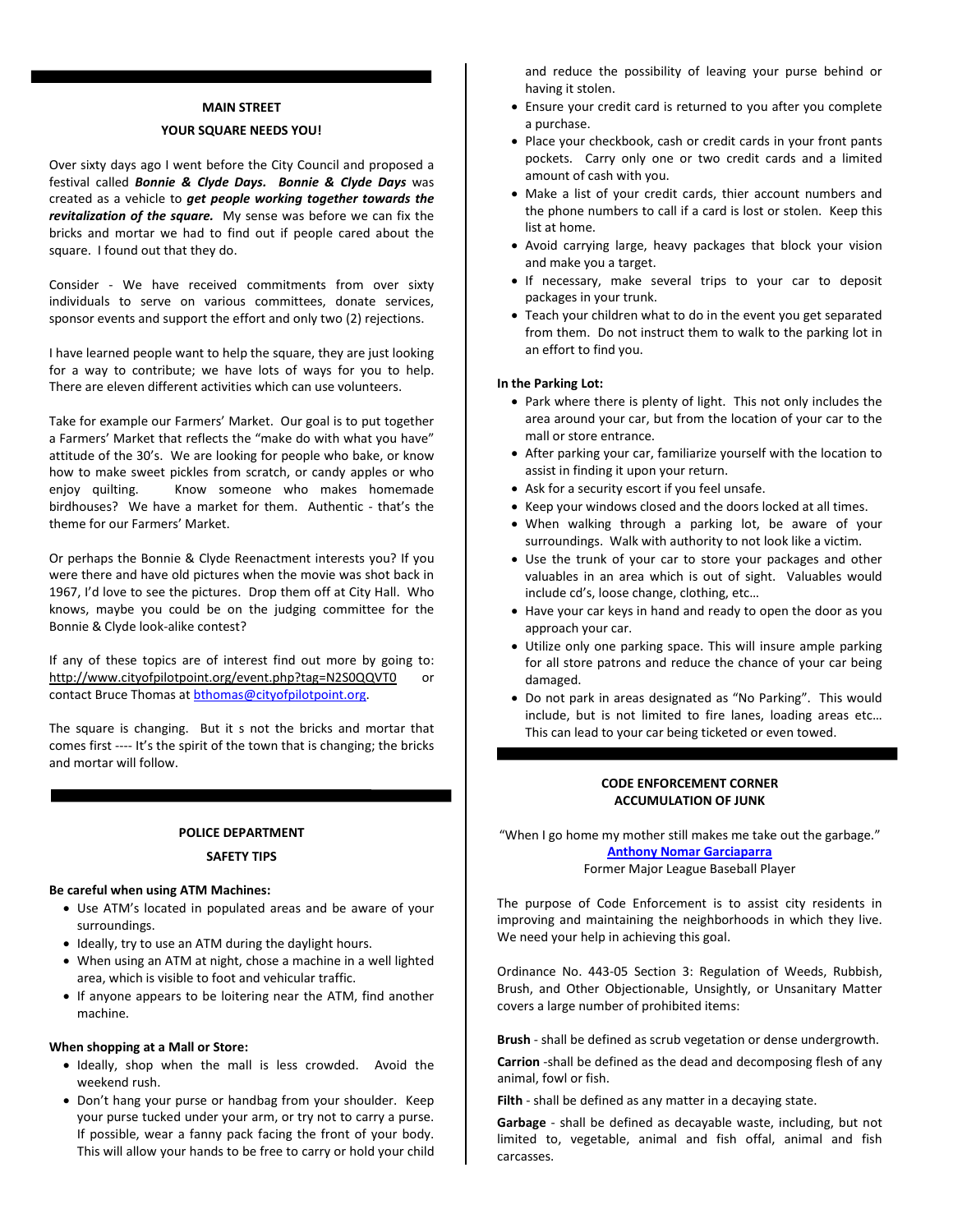## MAIN STREET

### YOUR SQUARE NEEDS YOU!

Over sixty days ago I went before the City Council and proposed a festival called ***Bonnie & Clyde Days.*** ***Bonnie & Clyde Days*** was created as a vehicle to ***get people working together towards the revitalization of the square.*** My sense was before we can fix the bricks and mortar we had to find out if people cared about the square. I found out that they do.

Consider - We have received commitments from over sixty individuals to serve on various committees, donate services, sponsor events and support the effort and only two (2) rejections.

I have learned people want to help the square, they are just looking for a way to contribute; we have lots of ways for you to help. There are eleven different activities which can use volunteers.

Take for example our Farmers' Market. Our goal is to put together a Farmers' Market that reflects the "make do with what you have" attitude of the 30's. We are looking for people who bake, or know how to make sweet pickles from scratch, or candy apples or who enjoy quilting. Know someone who makes homemade birdhouses? We have a market for them. Authentic - that's the theme for our Farmers' Market.

Or perhaps the Bonnie & Clyde Reenactment interests you? If you were there and have old pictures when the movie was shot back in 1967, I'd love to see the pictures. Drop them off at City Hall. Who knows, maybe you could be on the judging committee for the Bonnie & Clyde look-alike contest?

If any of these topics are of interest find out more by going to: http://www.cityofpilotpoint.org/event.php?tag=N2S0QQVT0 or contact Bruce Thomas at bthomas@cityofpilotpoint.org.

The square is changing. But it s not the bricks and mortar that comes first ---- It's the spirit of the town that is changing; the bricks and mortar will follow.

## POLICE DEPARTMENT

### SAFETY TIPS

**Be careful when using ATM Machines:**

- Use ATM's located in populated areas and be aware of your surroundings.
- Ideally, try to use an ATM during the daylight hours.
- When using an ATM at night, chose a machine in a well lighted area, which is visible to foot and vehicular traffic.
- If anyone appears to be loitering near the ATM, find another machine.

**When shopping at a Mall or Store:**

- Ideally, shop when the mall is less crowded. Avoid the weekend rush.
- Don't hang your purse or handbag from your shoulder. Keep your purse tucked under your arm, or try not to carry a purse. If possible, wear a fanny pack facing the front of your body. This will allow your hands to be free to carry or hold your child and reduce the possibility of leaving your purse behind or having it stolen.
- Ensure your credit card is returned to you after you complete a purchase.
- Place your checkbook, cash or credit cards in your front pants pockets. Carry only one or two credit cards and a limited amount of cash with you.
- Make a list of your credit cards, thier account numbers and the phone numbers to call if a card is lost or stolen. Keep this list at home.
- Avoid carrying large, heavy packages that block your vision and make you a target.
- If necessary, make several trips to your car to deposit packages in your trunk.
- Teach your children what to do in the event you get separated from them. Do not instruct them to walk to the parking lot in an effort to find you.

**In the Parking Lot:**

- Park where there is plenty of light. This not only includes the area around your car, but from the location of your car to the mall or store entrance.
- After parking your car, familiarize yourself with the location to assist in finding it upon your return.
- Ask for a security escort if you feel unsafe.
- Keep your windows closed and the doors locked at all times.
- When walking through a parking lot, be aware of your surroundings. Walk with authority to not look like a victim.
- Use the trunk of your car to store your packages and other valuables in an area which is out of sight. Valuables would include cd's, loose change, clothing, etc…
- Have your car keys in hand and ready to open the door as you approach your car.
- Utilize only one parking space. This will insure ample parking for all store patrons and reduce the chance of your car being damaged.
- Do not park in areas designated as "No Parking". This would include, but is not limited to fire lanes, loading areas etc… This can lead to your car being ticketed or even towed.

## CODE ENFORCEMENT CORNER
### ACCUMULATION OF JUNK

"When I go home my mother still makes me take out the garbage."
**Anthony Nomar Garciaparra**
Former Major League Baseball Player

The purpose of Code Enforcement is to assist city residents in improving and maintaining the neighborhoods in which they live. We need your help in achieving this goal.

Ordinance No. 443-05 Section 3: Regulation of Weeds, Rubbish, Brush, and Other Objectionable, Unsightly, or Unsanitary Matter covers a large number of prohibited items:

**Brush** - shall be defined as scrub vegetation or dense undergrowth.

**Carrion** -shall be defined as the dead and decomposing flesh of any animal, fowl or fish.

**Filth** - shall be defined as any matter in a decaying state.

**Garbage** - shall be defined as decayable waste, including, but not limited to, vegetable, animal and fish offal, animal and fish carcasses.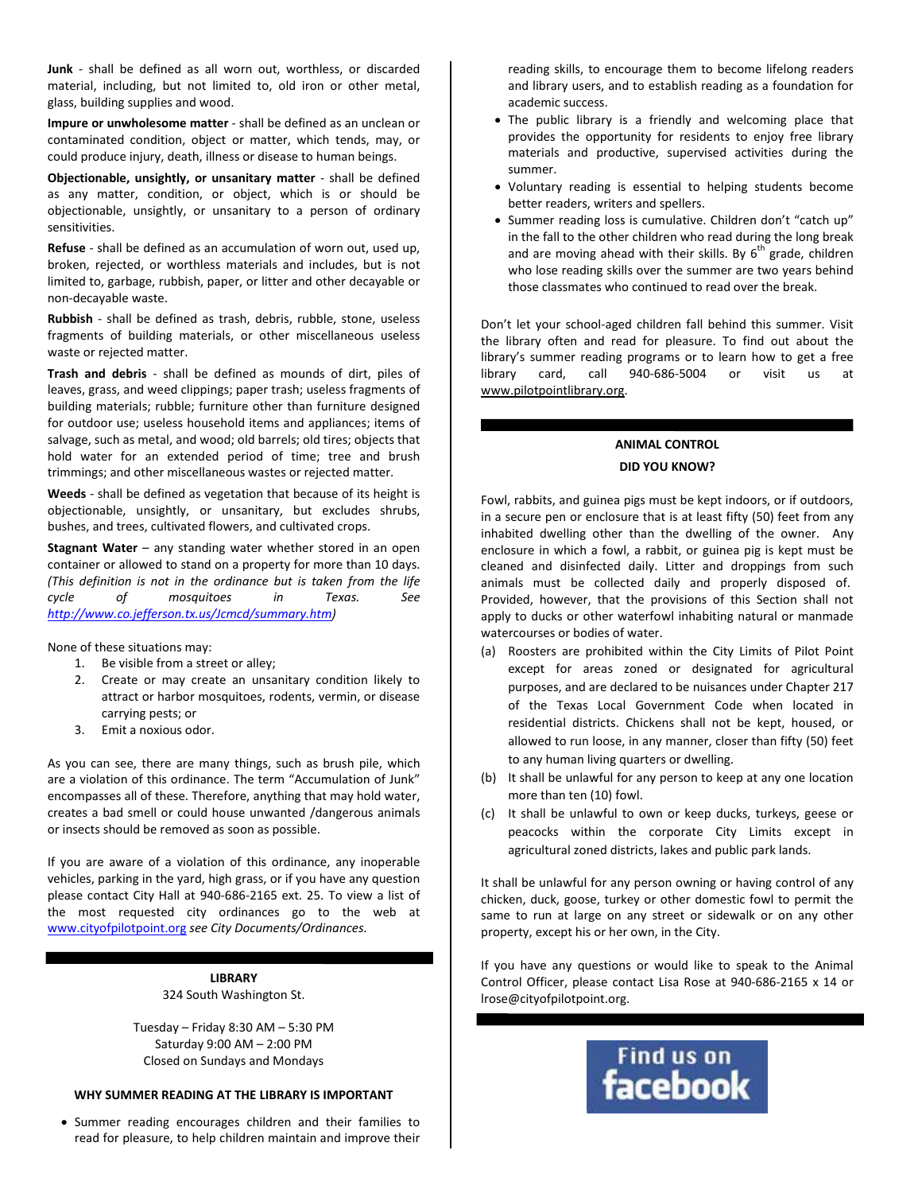**Junk** - shall be defined as all worn out, worthless, or discarded material, including, but not limited to, old iron or other metal, glass, building supplies and wood.

**Impure or unwholesome matter** - shall be defined as an unclean or contaminated condition, object or matter, which tends, may, or could produce injury, death, illness or disease to human beings.

**Objectionable, unsightly, or unsanitary matter** - shall be defined as any matter, condition, or object, which is or should be objectionable, unsightly, or unsanitary to a person of ordinary sensitivities.

**Refuse** - shall be defined as an accumulation of worn out, used up, broken, rejected, or worthless materials and includes, but is not limited to, garbage, rubbish, paper, or litter and other decayable or non-decayable waste.

**Rubbish** - shall be defined as trash, debris, rubble, stone, useless fragments of building materials, or other miscellaneous useless waste or rejected matter.

**Trash and debris** - shall be defined as mounds of dirt, piles of leaves, grass, and weed clippings; paper trash; useless fragments of building materials; rubble; furniture other than furniture designed for outdoor use; useless household items and appliances; items of salvage, such as metal, and wood; old barrels; old tires; objects that hold water for an extended period of time; tree and brush trimmings; and other miscellaneous wastes or rejected matter.

**Weeds** - shall be defined as vegetation that because of its height is objectionable, unsightly, or unsanitary, but excludes shrubs, bushes, and trees, cultivated flowers, and cultivated crops.

**Stagnant Water** – any standing water whether stored in an open container or allowed to stand on a property for more than 10 days. *(This definition is not in the ordinance but is taken from the life cycle of mosquitoes in Texas. See http://www.co.jefferson.tx.us/Jcmcd/summary.htm)*

None of these situations may:

1. Be visible from a street or alley;
2. Create or may create an unsanitary condition likely to attract or harbor mosquitoes, rodents, vermin, or disease carrying pests; or
3. Emit a noxious odor.

As you can see, there are many things, such as brush pile, which are a violation of this ordinance. The term "Accumulation of Junk" encompasses all of these. Therefore, anything that may hold water, creates a bad smell or could house unwanted /dangerous animals or insects should be removed as soon as possible.

If you are aware of a violation of this ordinance, any inoperable vehicles, parking in the yard, high grass, or if you have any question please contact City Hall at 940-686-2165 ext. 25. To view a list of the most requested city ordinances go to the web at www.cityofpilotpoint.org *see City Documents/Ordinances.*

## LIBRARY

324 South Washington St.

Tuesday – Friday 8:30 AM – 5:30 PM
Saturday 9:00 AM – 2:00 PM
Closed on Sundays and Mondays

### WHY SUMMER READING AT THE LIBRARY IS IMPORTANT

- Summer reading encourages children and their families to read for pleasure, to help children maintain and improve their reading skills, to encourage them to become lifelong readers and library users, and to establish reading as a foundation for academic success.
- The public library is a friendly and welcoming place that provides the opportunity for residents to enjoy free library materials and productive, supervised activities during the summer.
- Voluntary reading is essential to helping students become better readers, writers and spellers.
- Summer reading loss is cumulative. Children don't "catch up" in the fall to the other children who read during the long break and are moving ahead with their skills. By 6th grade, children who lose reading skills over the summer are two years behind those classmates who continued to read over the break.

Don't let your school-aged children fall behind this summer. Visit the library often and read for pleasure. To find out about the library's summer reading programs or to learn how to get a free library card, call 940-686-5004 or visit us at www.pilotpointlibrary.org.

## ANIMAL CONTROL

### DID YOU KNOW?

Fowl, rabbits, and guinea pigs must be kept indoors, or if outdoors, in a secure pen or enclosure that is at least fifty (50) feet from any inhabited dwelling other than the dwelling of the owner. Any enclosure in which a fowl, a rabbit, or guinea pig is kept must be cleaned and disinfected daily. Litter and droppings from such animals must be collected daily and properly disposed of. Provided, however, that the provisions of this Section shall not apply to ducks or other waterfowl inhabiting natural or manmade watercourses or bodies of water.

(a) Roosters are prohibited within the City Limits of Pilot Point except for areas zoned or designated for agricultural purposes, and are declared to be nuisances under Chapter 217 of the Texas Local Government Code when located in residential districts. Chickens shall not be kept, housed, or allowed to run loose, in any manner, closer than fifty (50) feet to any human living quarters or dwelling.

(b) It shall be unlawful for any person to keep at any one location more than ten (10) fowl.

(c) It shall be unlawful to own or keep ducks, turkeys, geese or peacocks within the corporate City Limits except in agricultural zoned districts, lakes and public park lands.

It shall be unlawful for any person owning or having control of any chicken, duck, goose, turkey or other domestic fowl to permit the same to run at large on any street or sidewalk or on any other property, except his or her own, in the City.

If you have any questions or would like to speak to the Animal Control Officer, please contact Lisa Rose at 940-686-2165 x 14 or lrose@cityofpilotpoint.org.

Find us on facebook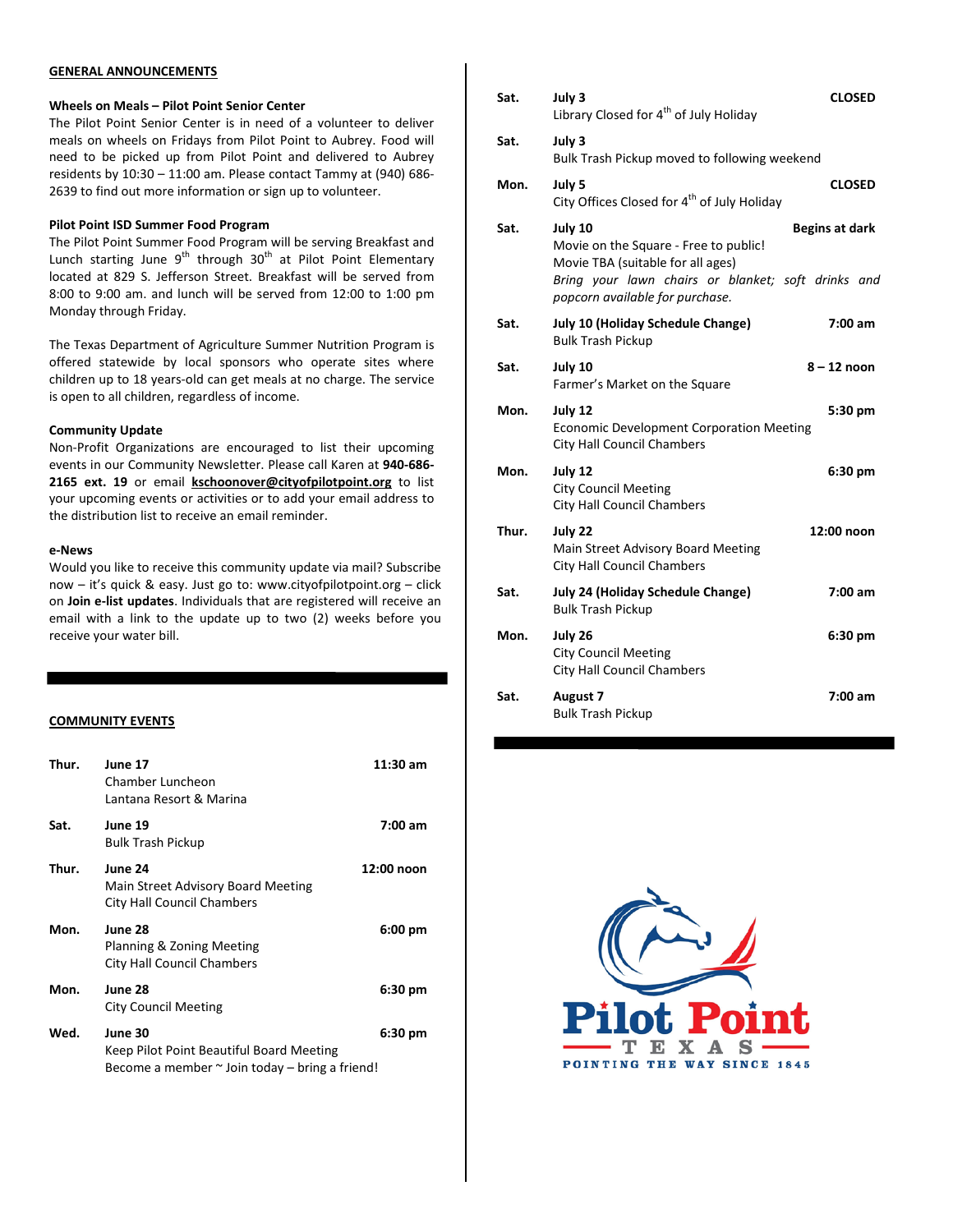## GENERAL ANNOUNCEMENTS

### Wheels on Meals – Pilot Point Senior Center

The Pilot Point Senior Center is in need of a volunteer to deliver meals on wheels on Fridays from Pilot Point to Aubrey. Food will need to be picked up from Pilot Point and delivered to Aubrey residents by 10:30 – 11:00 am. Please contact Tammy at (940) 686-2639 to find out more information or sign up to volunteer.

### Pilot Point ISD Summer Food Program

The Pilot Point Summer Food Program will be serving Breakfast and Lunch starting June 9th through 30th at Pilot Point Elementary located at 829 S. Jefferson Street. Breakfast will be served from 8:00 to 9:00 am. and lunch will be served from 12:00 to 1:00 pm Monday through Friday.

The Texas Department of Agriculture Summer Nutrition Program is offered statewide by local sponsors who operate sites where children up to 18 years-old can get meals at no charge. The service is open to all children, regardless of income.

### Community Update

Non-Profit Organizations are encouraged to list their upcoming events in our Community Newsletter. Please call Karen at **940-686-2165 ext. 19** or email **kschoonover@cityofpilotpoint.org** to list your upcoming events or activities or to add your email address to the distribution list to receive an email reminder.

### e-News

Would you like to receive this community update via mail? Subscribe now – it's quick & easy. Just go to: www.cityofpilotpoint.org – click on **Join e-list updates**. Individuals that are registered will receive an email with a link to the update up to two (2) weeks before you receive your water bill.

## COMMUNITY EVENTS

| | | |
|---|---|---|
| **Thur.** | **June 17**<br>Chamber Luncheon<br>Lantana Resort & Marina | **11:30 am** |
| **Sat.** | **June 19**<br>Bulk Trash Pickup | **7:00 am** |
| **Thur.** | **June 24**<br>Main Street Advisory Board Meeting<br>City Hall Council Chambers | **12:00 noon** |
| **Mon.** | **June 28**<br>Planning & Zoning Meeting<br>City Hall Council Chambers | **6:00 pm** |
| **Mon.** | **June 28**<br>City Council Meeting | **6:30 pm** |
| **Wed.** | **June 30**<br>Keep Pilot Point Beautiful Board Meeting<br>Become a member ~ Join today – bring a friend! | **6:30 pm** |
| **Sat.** | **July 3**<br>Library Closed for 4th of July Holiday | **CLOSED** |
| **Sat.** | **July 3**<br>Bulk Trash Pickup moved to following weekend | |
| **Mon.** | **July 5**<br>City Offices Closed for 4th of July Holiday | **CLOSED** |
| **Sat.** | **July 10**<br>Movie on the Square - Free to public!<br>Movie TBA (suitable for all ages)<br>*Bring your lawn chairs or blanket; soft drinks and popcorn available for purchase.* | **Begins at dark** |
| **Sat.** | **July 10 (Holiday Schedule Change)**<br>Bulk Trash Pickup | **7:00 am** |
| **Sat.** | **July 10**<br>Farmer's Market on the Square | **8 – 12 noon** |
| **Mon.** | **July 12**<br>Economic Development Corporation Meeting<br>City Hall Council Chambers | **5:30 pm** |
| **Mon.** | **July 12**<br>City Council Meeting<br>City Hall Council Chambers | **6:30 pm** |
| **Thur.** | **July 22**<br>Main Street Advisory Board Meeting<br>City Hall Council Chambers | **12:00 noon** |
| **Sat.** | **July 24 (Holiday Schedule Change)**<br>Bulk Trash Pickup | **7:00 am** |
| **Mon.** | **July 26**<br>City Council Meeting<br>City Hall Council Chambers | **6:30 pm** |
| **Sat.** | **August 7**<br>Bulk Trash Pickup | **7:00 am** |

Pilot Point
TEXAS
POINTING THE WAY SINCE 1845